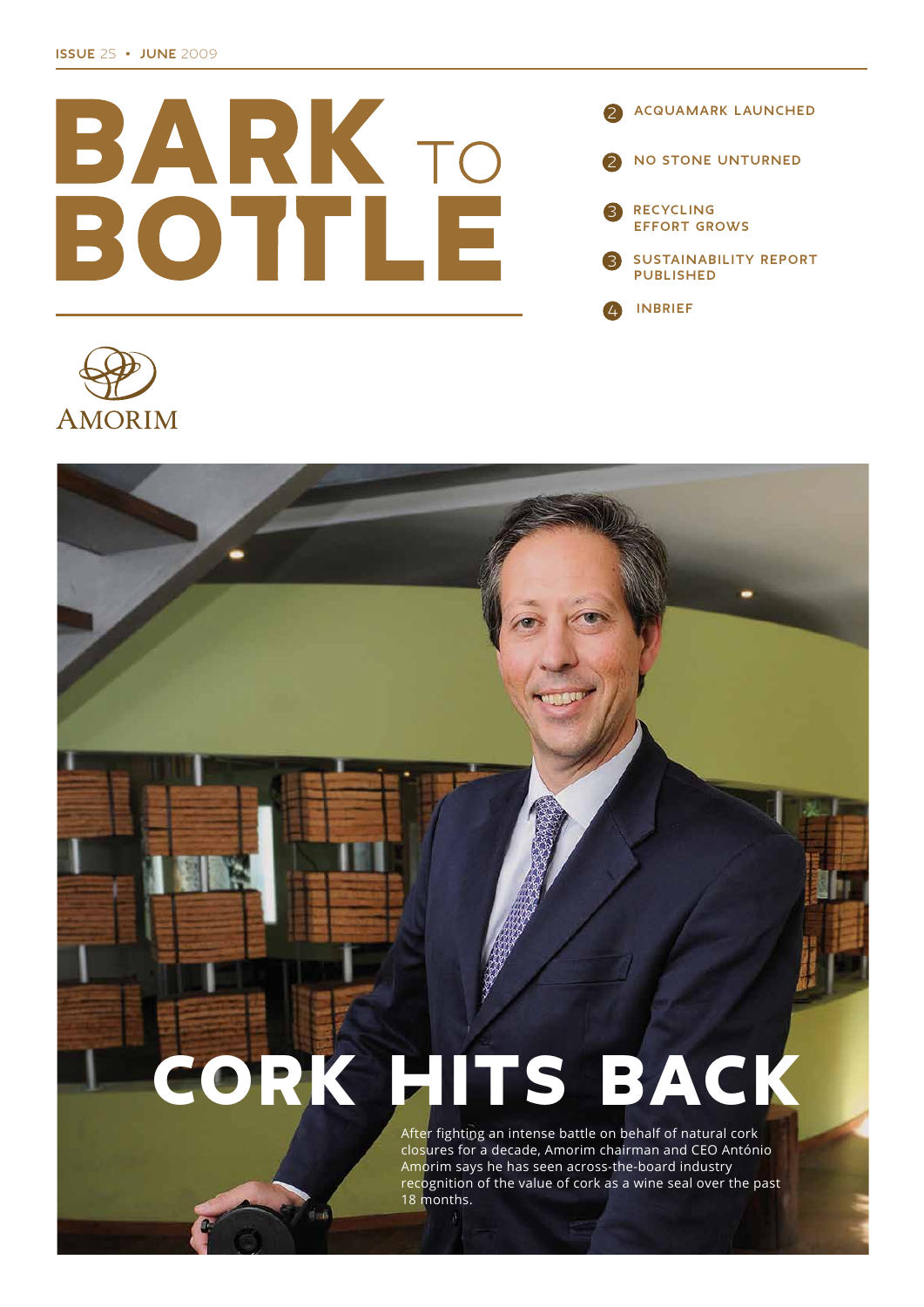ISSUE 25 • JUNE 2009

# BARK TO BOTTLE

- 2 ACQUAMARK LAUNCHED
- 2 NO STONE UNTURNED
- 3 RECYCLING EFFORT GROWS
- 3 SUSTAINABILITY REPORT PUBLISHED
- 4 INBRIEF

AMORIM

## CORK HITS BACK

After fighting an intense battle on behalf of natural cork closures for a decade, Amorim chairman and CEO António Amorim says he has seen across-the-board industry recognition of the value of cork as a wine seal over the past 18 months.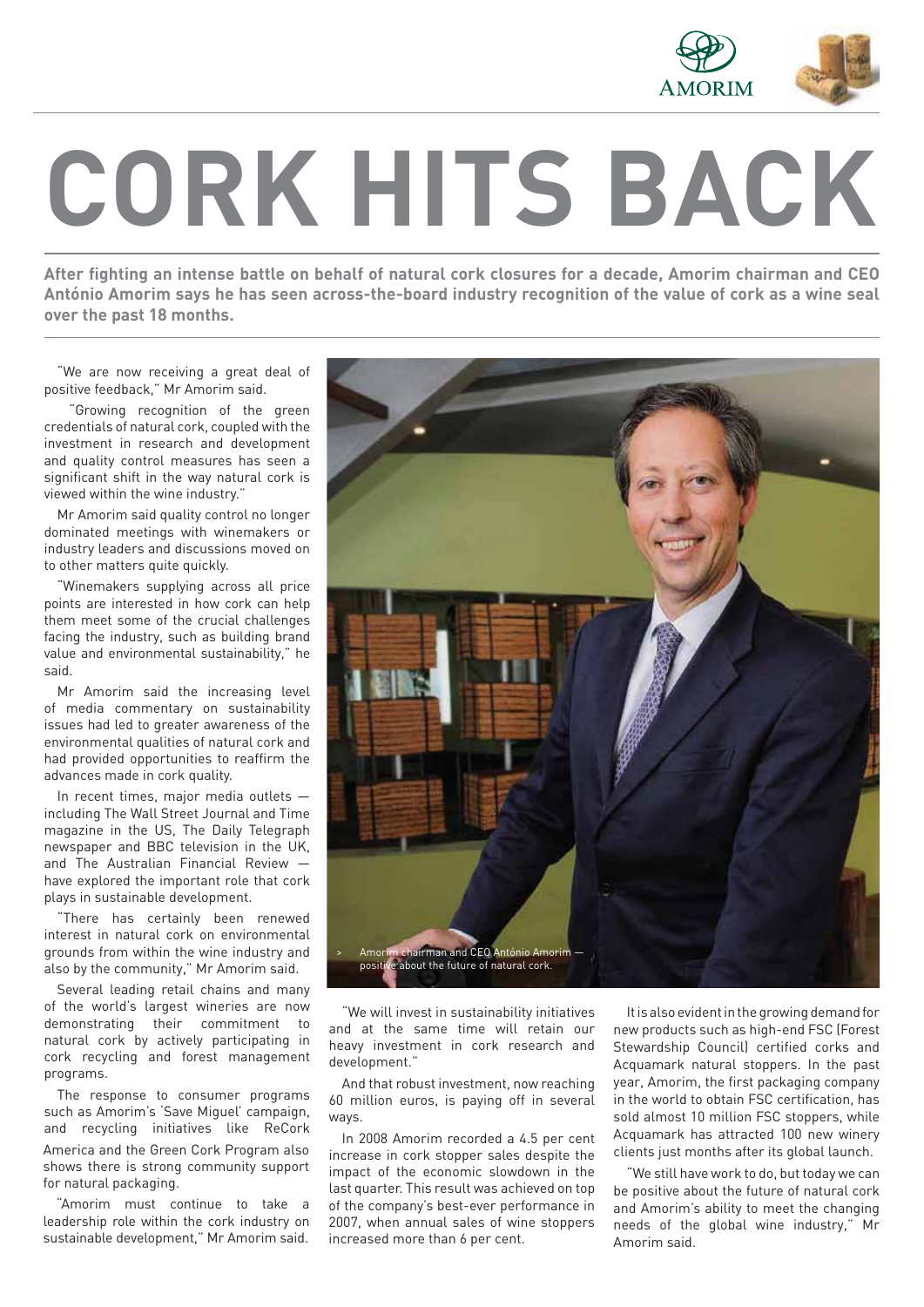# CORK HITS BACK

**After fighting an intense battle on behalf of natural cork closures for a decade, Amorim chairman and CEO António Amorim says he has seen across-the-board industry recognition of the value of cork as a wine seal over the past 18 months.**

"We are now receiving a great deal of positive feedback," Mr Amorim said.

"Growing recognition of the green credentials of natural cork, coupled with the investment in research and development and quality control measures has seen a significant shift in the way natural cork is viewed within the wine industry."

Mr Amorim said quality control no longer dominated meetings with winemakers or industry leaders and discussions moved on to other matters quite quickly.

"Winemakers supplying across all price points are interested in how cork can help them meet some of the crucial challenges facing the industry, such as building brand value and environmental sustainability," he said.

Mr Amorim said the increasing level of media commentary on sustainability issues had led to greater awareness of the environmental qualities of natural cork and had provided opportunities to reaffirm the advances made in cork quality.

In recent times, major media outlets — including The Wall Street Journal and Time magazine in the US, The Daily Telegraph newspaper and BBC television in the UK, and The Australian Financial Review — have explored the important role that cork plays in sustainable development.

"There has certainly been renewed interest in natural cork on environmental grounds from within the wine industry and also by the community," Mr Amorim said.

Several leading retail chains and many of the world's largest wineries are now demonstrating their commitment to natural cork by actively participating in cork recycling and forest management programs.

The response to consumer programs such as Amorim's 'Save Miguel' campaign, and recycling initiatives like ReCork America and the Green Cork Program also shows there is strong community support for natural packaging.

"Amorim must continue to take a leadership role within the cork industry on sustainable development," Mr Amorim said.

> Amorim chairman and CEO António Amorim — positive about the future of natural cork.

"We will invest in sustainability initiatives and at the same time will retain our heavy investment in cork research and development."

And that robust investment, now reaching 60 million euros, is paying off in several ways.

In 2008 Amorim recorded a 4.5 per cent increase in cork stopper sales despite the impact of the economic slowdown in the last quarter. This result was achieved on top of the company's best-ever performance in 2007, when annual sales of wine stoppers increased more than 6 per cent.

It is also evident in the growing demand for new products such as high-end FSC (Forest Stewardship Council) certified corks and Acquamark natural stoppers. In the past year, Amorim, the first packaging company in the world to obtain FSC certification, has sold almost 10 million FSC stoppers, while Acquamark has attracted 100 new winery clients just months after its global launch.

"We still have work to do, but today we can be positive about the future of natural cork and Amorim's ability to meet the changing needs of the global wine industry," Mr Amorim said.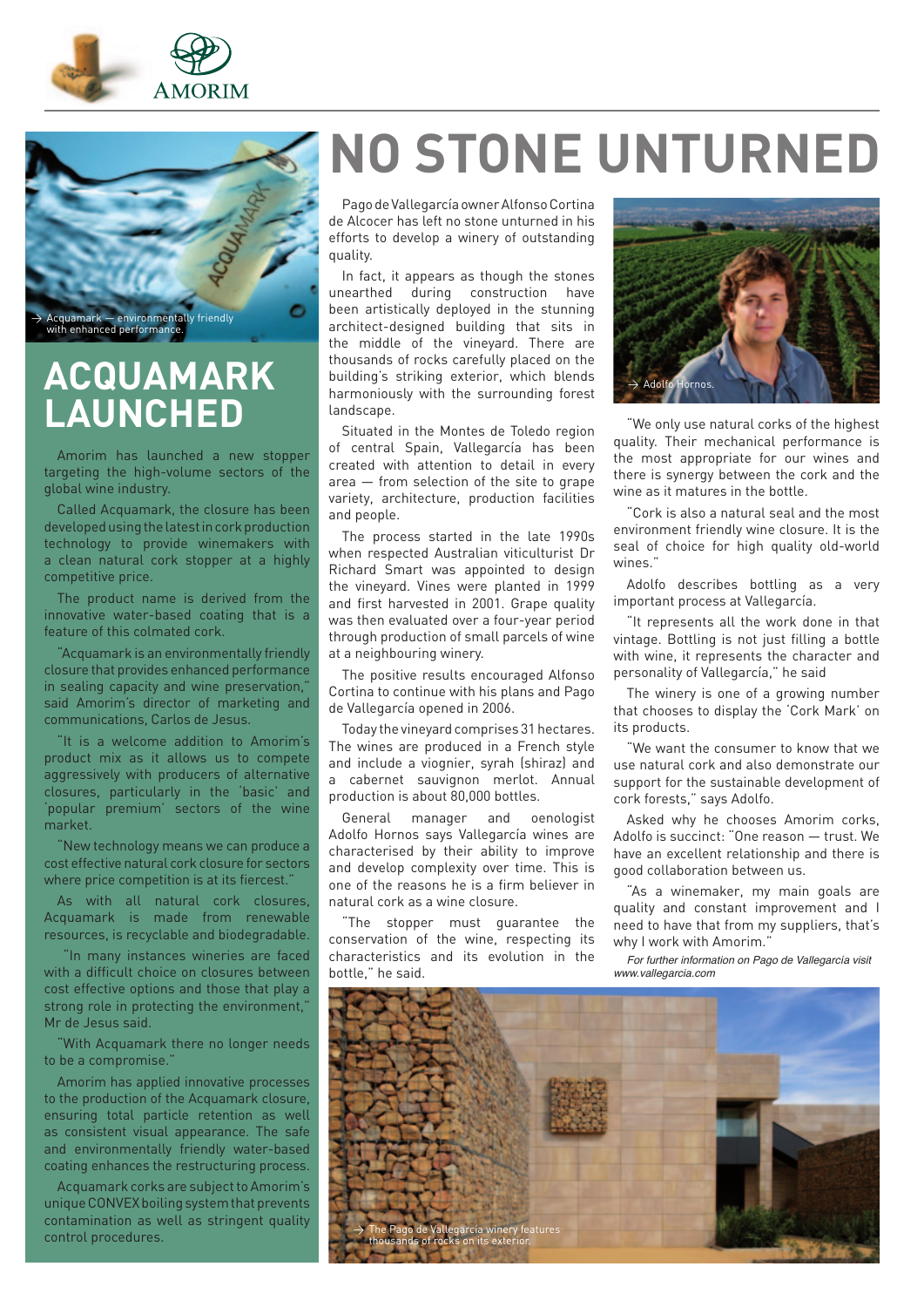# NO STONE UNTURNED

Pago de Vallegarcía owner Alfonso Cortina de Alcocer has left no stone unturned in his efforts to develop a winery of outstanding quality.

In fact, it appears as though the stones unearthed during construction have been artistically deployed in the stunning architect-designed building that sits in the middle of the vineyard. There are thousands of rocks carefully placed on the building's striking exterior, which blends harmoniously with the surrounding forest landscape.

Situated in the Montes de Toledo region of central Spain, Vallegarcía has been created with attention to detail in every area — from selection of the site to grape variety, architecture, production facilities and people.

The process started in the late 1990s when respected Australian viticulturist Dr Richard Smart was appointed to design the vineyard. Vines were planted in 1999 and first harvested in 2001. Grape quality was then evaluated over a four-year period through production of small parcels of wine at a neighbouring winery.

The positive results encouraged Alfonso Cortina to continue with his plans and Pago de Vallegarcía opened in 2006.

Today the vineyard comprises 31 hectares. The wines are produced in a French style and include a viognier, syrah (shiraz) and a cabernet sauvignon merlot. Annual production is about 80,000 bottles.

General manager and oenologist Adolfo Hornos says Vallegarcía wines are characterised by their ability to improve and develop complexity over time. This is one of the reasons he is a firm believer in natural cork as a wine closure.

"The stopper must guarantee the conservation of the wine, respecting its characteristics and its evolution in the bottle," he said.

→ Adolfo Hornos.

"We only use natural corks of the highest quality. Their mechanical performance is the most appropriate for our wines and there is synergy between the cork and the wine as it matures in the bottle.

"Cork is also a natural seal and the most environment friendly wine closure. It is the seal of choice for high quality old-world wines."

Adolfo describes bottling as a very important process at Vallegarcía.

"It represents all the work done in that vintage. Bottling is not just filling a bottle with wine, it represents the character and personality of Vallegarcía," he said

The winery is one of a growing number that chooses to display the 'Cork Mark' on its products.

"We want the consumer to know that we use natural cork and also demonstrate our support for the sustainable development of cork forests," says Adolfo.

Asked why he chooses Amorim corks, Adolfo is succinct: "One reason — trust. We have an excellent relationship and there is good collaboration between us.

"As a winemaker, my main goals are quality and constant improvement and I need to have that from my suppliers, that's why I work with Amorim."

*For further information on Pago de Vallegarcía visit www.vallegarcia.com*

→ The Pago de Vallegarcía winery features thousands of rocks on its exterior.

→ Acquamark — environmentally friendly with enhanced performance.

## ACQUAMARK LAUNCHED

Amorim has launched a new stopper targeting the high-volume sectors of the global wine industry.

Called Acquamark, the closure has been developed using the latest in cork production technology to provide winemakers with a clean natural cork stopper at a highly competitive price.

The product name is derived from the innovative water-based coating that is a feature of this colmated cork.

"Acquamark is an environmentally friendly closure that provides enhanced performance in sealing capacity and wine preservation," said Amorim's director of marketing and communications, Carlos de Jesus.

"It is a welcome addition to Amorim's product mix as it allows us to compete aggressively with producers of alternative closures, particularly in the 'basic' and 'popular premium' sectors of the wine market.

"New technology means we can produce a cost effective natural cork closure for sectors where price competition is at its fiercest."

As with all natural cork closures, Acquamark is made from renewable resources, is recyclable and biodegradable.

"In many instances wineries are faced with a difficult choice on closures between cost effective options and those that play a strong role in protecting the environment," Mr de Jesus said.

"With Acquamark there no longer needs to be a compromise."

Amorim has applied innovative processes to the production of the Acquamark closure, ensuring total particle retention as well as consistent visual appearance. The safe and environmentally friendly water-based coating enhances the restructuring process.

Acquamark corks are subject to Amorim's unique CONVEX boiling system that prevents contamination as well as stringent quality control procedures.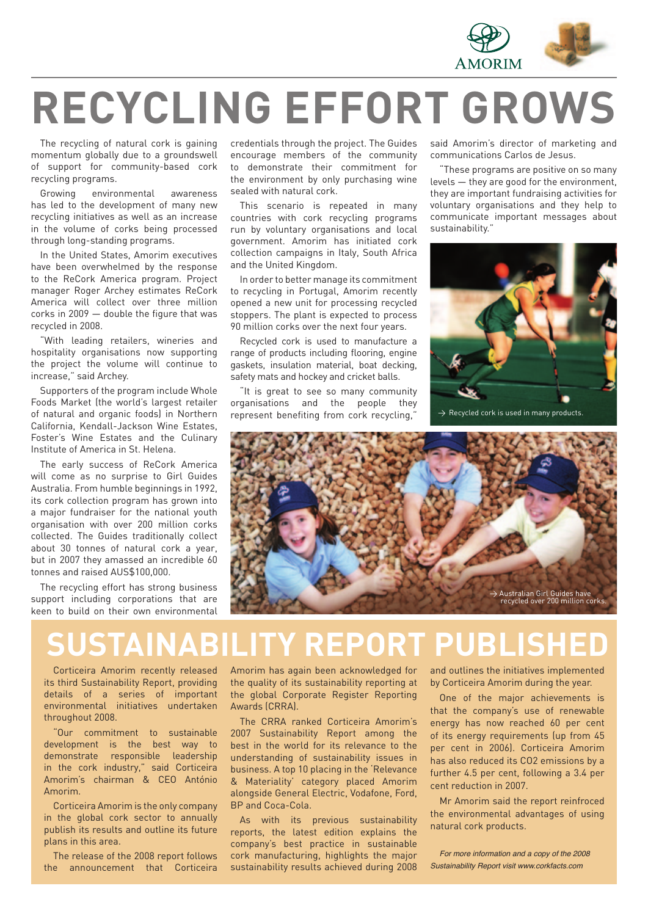# RECYCLING EFFORT GROWS

The recycling of natural cork is gaining momentum globally due to a groundswell of support for community-based cork recycling programs.

Growing environmental awareness has led to the development of many new recycling initiatives as well as an increase in the volume of corks being processed through long-standing programs.

In the United States, Amorim executives have been overwhelmed by the response to the ReCork America program. Project manager Roger Archey estimates ReCork America will collect over three million corks in 2009 — double the figure that was recycled in 2008.

"With leading retailers, wineries and hospitality organisations now supporting the project the volume will continue to increase," said Archey.

Supporters of the program include Whole Foods Market (the world's largest retailer of natural and organic foods) in Northern California, Kendall-Jackson Wine Estates, Foster's Wine Estates and the Culinary Institute of America in St. Helena.

The early success of ReCork America will come as no surprise to Girl Guides Australia. From humble beginnings in 1992, its cork collection program has grown into a major fundraiser for the national youth organisation with over 200 million corks collected. The Guides traditionally collect about 30 tonnes of natural cork a year, but in 2007 they amassed an incredible 60 tonnes and raised AUS$100,000.

The recycling effort has strong business support including corporations that are keen to build on their own environmental credentials through the project. The Guides encourage members of the community to demonstrate their commitment for the environment by only purchasing wine sealed with natural cork.

This scenario is repeated in many countries with cork recycling programs run by voluntary organisations and local government. Amorim has initiated cork collection campaigns in Italy, South Africa and the United Kingdom.

In order to better manage its commitment to recycling in Portugal, Amorim recently opened a new unit for processing recycled stoppers. The plant is expected to process 90 million corks over the next four years.

Recycled cork is used to manufacture a range of products including flooring, engine gaskets, insulation material, boat decking, safety mats and hockey and cricket balls.

"It is great to see so many community organisations and the people they represent benefiting from cork recycling," said Amorim's director of marketing and communications Carlos de Jesus.

"These programs are positive on so many levels — they are good for the environment, they are important fundraising activities for voluntary organisations and they help to communicate important messages about sustainability."

→ Recycled cork is used in many products.

→ Australian Girl Guides have recycled over 200 million corks.

# SUSTAINABILITY REPORT PUBLISHED

Corticeira Amorim recently released its third Sustainability Report, providing details of a series of important environmental initiatives undertaken throughout 2008.

"Our commitment to sustainable development is the best way to demonstrate responsible leadership in the cork industry," said Corticeira Amorim's chairman & CEO António Amorim.

Corticeira Amorim is the only company in the global cork sector to annually publish its results and outline its future plans in this area.

The release of the 2008 report follows the announcement that Corticeira Amorim has again been acknowledged for the quality of its sustainability reporting at the global Corporate Register Reporting Awards (CRRA).

The CRRA ranked Corticeira Amorim's 2007 Sustainability Report among the best in the world for its relevance to the understanding of sustainability issues in business. A top 10 placing in the 'Relevance & Materiality' category placed Amorim alongside General Electric, Vodafone, Ford, BP and Coca-Cola.

As with its previous sustainability reports, the latest edition explains the company's best practice in sustainable cork manufacturing, highlights the major sustainability results achieved during 2008 and outlines the initiatives implemented by Corticeira Amorim during the year.

One of the major achievements is that the company's use of renewable energy has now reached 60 per cent of its energy requirements (up from 45 per cent in 2006). Corticeira Amorim has also reduced its $CO_2$ emissions by a further 4.5 per cent, following a 3.4 per cent reduction in 2007.

Mr Amorim said the report reinfroced the environmental advantages of using natural cork products.

*For more information and a copy of the 2008 Sustainability Report visit www.corkfacts.com*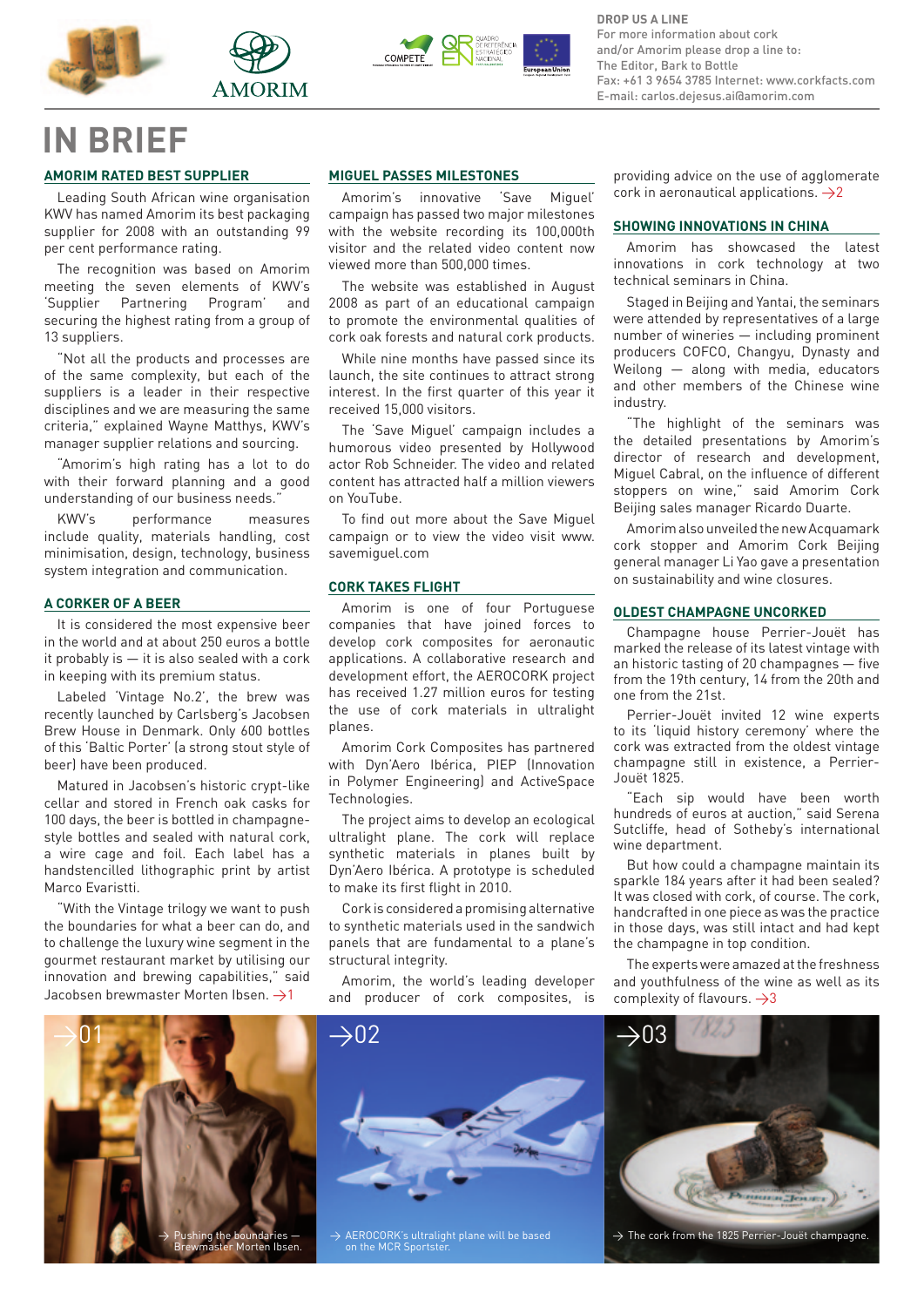**DROP US A LINE**
For more information about cork and/or Amorim please drop a line to:
The Editor, Bark to Bottle
Fax: +61 3 9654 3785 Internet: www.corkfacts.com
E-mail: carlos.dejesus.ai@amorim.com

# IN BRIEF

## AMORIM RATED BEST SUPPLIER

Leading South African wine organisation KWV has named Amorim its best packaging supplier for 2008 with an outstanding 99 per cent performance rating.

The recognition was based on Amorim meeting the seven elements of KWV's 'Supplier Partnering Program' and securing the highest rating from a group of 13 suppliers.

"Not all the products and processes are of the same complexity, but each of the suppliers is a leader in their respective disciplines and we are measuring the same criteria," explained Wayne Matthys, KWV's manager supplier relations and sourcing.

"Amorim's high rating has a lot to do with their forward planning and a good understanding of our business needs."

KWV's performance measures include quality, materials handling, cost minimisation, design, technology, business system integration and communication.

## A CORKER OF A BEER

It is considered the most expensive beer in the world and at about 250 euros a bottle it probably is — it is also sealed with a cork in keeping with its premium status.

Labeled 'Vintage No.2', the brew was recently launched by Carlsberg's Jacobsen Brew House in Denmark. Only 600 bottles of this 'Baltic Porter' (a strong stout style of beer) have been produced.

Matured in Jacobsen's historic crypt-like cellar and stored in French oak casks for 100 days, the beer is bottled in champagne-style bottles and sealed with natural cork, a wire cage and foil. Each label has a handstencilled lithographic print by artist Marco Evaristti.

"With the Vintage trilogy we want to push the boundaries for what a beer can do, and to challenge the luxury wine segment in the gourmet restaurant market by utilising our innovation and brewing capabilities," said Jacobsen brewmaster Morten Ibsen. →1

## MIGUEL PASSES MILESTONES

Amorim's innovative 'Save Miguel' campaign has passed two major milestones with the website recording its 100,000th visitor and the related video content now viewed more than 500,000 times.

The website was established in August 2008 as part of an educational campaign to promote the environmental qualities of cork oak forests and natural cork products.

While nine months have passed since its launch, the site continues to attract strong interest. In the first quarter of this year it received 15,000 visitors.

The 'Save Miguel' campaign includes a humorous video presented by Hollywood actor Rob Schneider. The video and related content has attracted half a million viewers on YouTube.

To find out more about the Save Miguel campaign or to view the video visit www.savemiguel.com

## CORK TAKES FLIGHT

Amorim is one of four Portuguese companies that have joined forces to develop cork composites for aeronautic applications. A collaborative research and development effort, the AEROCORK project has received 1.27 million euros for testing the use of cork materials in ultralight planes.

Amorim Cork Composites has partnered with Dyn'Aero Ibérica, PIEP (Innovation in Polymer Engineering) and ActiveSpace Technologies.

The project aims to develop an ecological ultralight plane. The cork will replace synthetic materials in planes built by Dyn'Aero Ibérica. A prototype is scheduled to make its first flight in 2010.

Cork is considered a promising alternative to synthetic materials used in the sandwich panels that are fundamental to a plane's structural integrity.

Amorim, the world's leading developer and producer of cork composites, is providing advice on the use of agglomerate cork in aeronautical applications. →2

## SHOWING INNOVATIONS IN CHINA

Amorim has showcased the latest innovations in cork technology at two technical seminars in China.

Staged in Beijing and Yantai, the seminars were attended by representatives of a large number of wineries — including prominent producers COFCO, Changyu, Dynasty and Weilong — along with media, educators and other members of the Chinese wine industry.

"The highlight of the seminars was the detailed presentations by Amorim's director of research and development, Miguel Cabral, on the influence of different stoppers on wine," said Amorim Cork Beijing sales manager Ricardo Duarte.

Amorim also unveiled the new Acquamark cork stopper and Amorim Cork Beijing general manager Li Yao gave a presentation on sustainability and wine closures.

## OLDEST CHAMPAGNE UNCORKED

Champagne house Perrier-Jouët has marked the release of its latest vintage with an historic tasting of 20 champagnes — five from the 19th century, 14 from the 20th and one from the 21st.

Perrier-Jouët invited 12 wine experts to its 'liquid history ceremony' where the cork was extracted from the oldest vintage champagne still in existence, a Perrier-Jouët 1825.

"Each sip would have been worth hundreds of euros at auction," said Serena Sutcliffe, head of Sotheby's international wine department.

But how could a champagne maintain its sparkle 184 years after it had been sealed? It was closed with cork, of course. The cork, handcrafted in one piece as was the practice in those days, was still intact and had kept the champagne in top condition.

The experts were amazed at the freshness and youthfulness of the wine as well as its complexity of flavours. →3

→01 → Pushing the boundaries — Brewmaster Morten Ibsen.

→02 → AEROCORK's ultralight plane will be based on the MCR Sportster.

→03 → The cork from the 1825 Perrier-Jouët champagne.